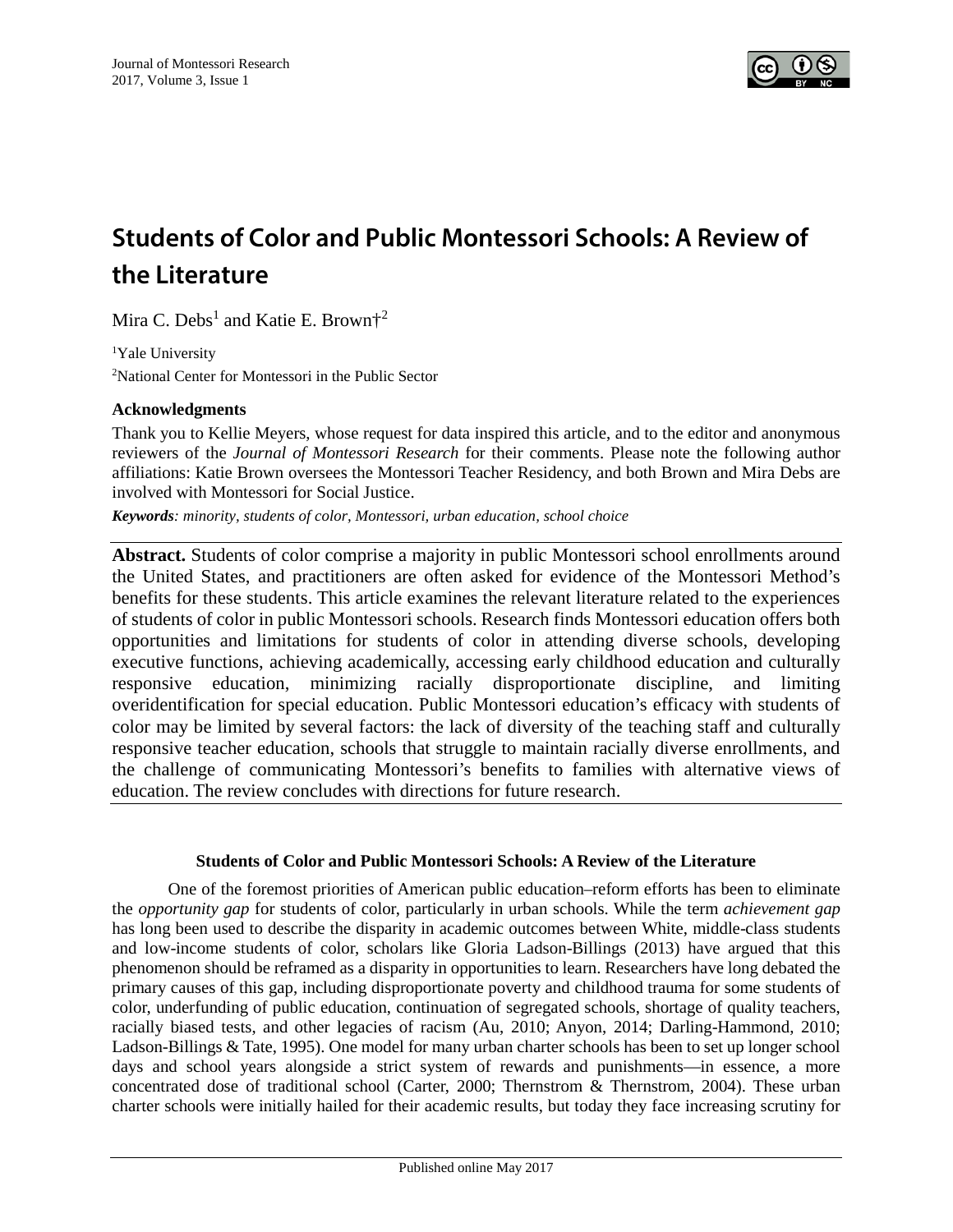# Students of Color and Public Montessori Schools: A Review of the Literature

Mira C. Debs[1] and Katie E. Brown†[2]

[1]Yale University

[2]National Center for Montessori in the Public Sector

### Acknowledgments

Thank you to Kellie Meyers, whose request for data inspired this article, and to the editor and anonymous reviewers of the *Journal of Montessori Research* for their comments. Please note the following author affiliations: Katie Brown oversees the Montessori Teacher Residency, and both Brown and Mira Debs are involved with Montessori for Social Justice.

***Keywords****: minority, students of color, Montessori, urban education, school choice*

**Abstract.** Students of color comprise a majority in public Montessori school enrollments around the United States, and practitioners are often asked for evidence of the Montessori Method's benefits for these students. This article examines the relevant literature related to the experiences of students of color in public Montessori schools. Research finds Montessori education offers both opportunities and limitations for students of color in attending diverse schools, developing executive functions, achieving academically, accessing early childhood education and culturally responsive education, minimizing racially disproportionate discipline, and limiting overidentification for special education. Public Montessori education's efficacy with students of color may be limited by several factors: the lack of diversity of the teaching staff and culturally responsive teacher education, schools that struggle to maintain racially diverse enrollments, and the challenge of communicating Montessori's benefits to families with alternative views of education. The review concludes with directions for future research.

## Students of Color and Public Montessori Schools: A Review of the Literature

One of the foremost priorities of American public education–reform efforts has been to eliminate the *opportunity gap* for students of color, particularly in urban schools. While the term *achievement gap* has long been used to describe the disparity in academic outcomes between White, middle-class students and low-income students of color, scholars like Gloria Ladson-Billings (2013) have argued that this phenomenon should be reframed as a disparity in opportunities to learn. Researchers have long debated the primary causes of this gap, including disproportionate poverty and childhood trauma for some students of color, underfunding of public education, continuation of segregated schools, shortage of quality teachers, racially biased tests, and other legacies of racism (Au, 2010; Anyon, 2014; Darling-Hammond, 2010; Ladson-Billings & Tate, 1995). One model for many urban charter schools has been to set up longer school days and school years alongside a strict system of rewards and punishments—in essence, a more concentrated dose of traditional school (Carter, 2000; Thernstrom & Thernstrom, 2004). These urban charter schools were initially hailed for their academic results, but today they face increasing scrutiny for

Published online May 2017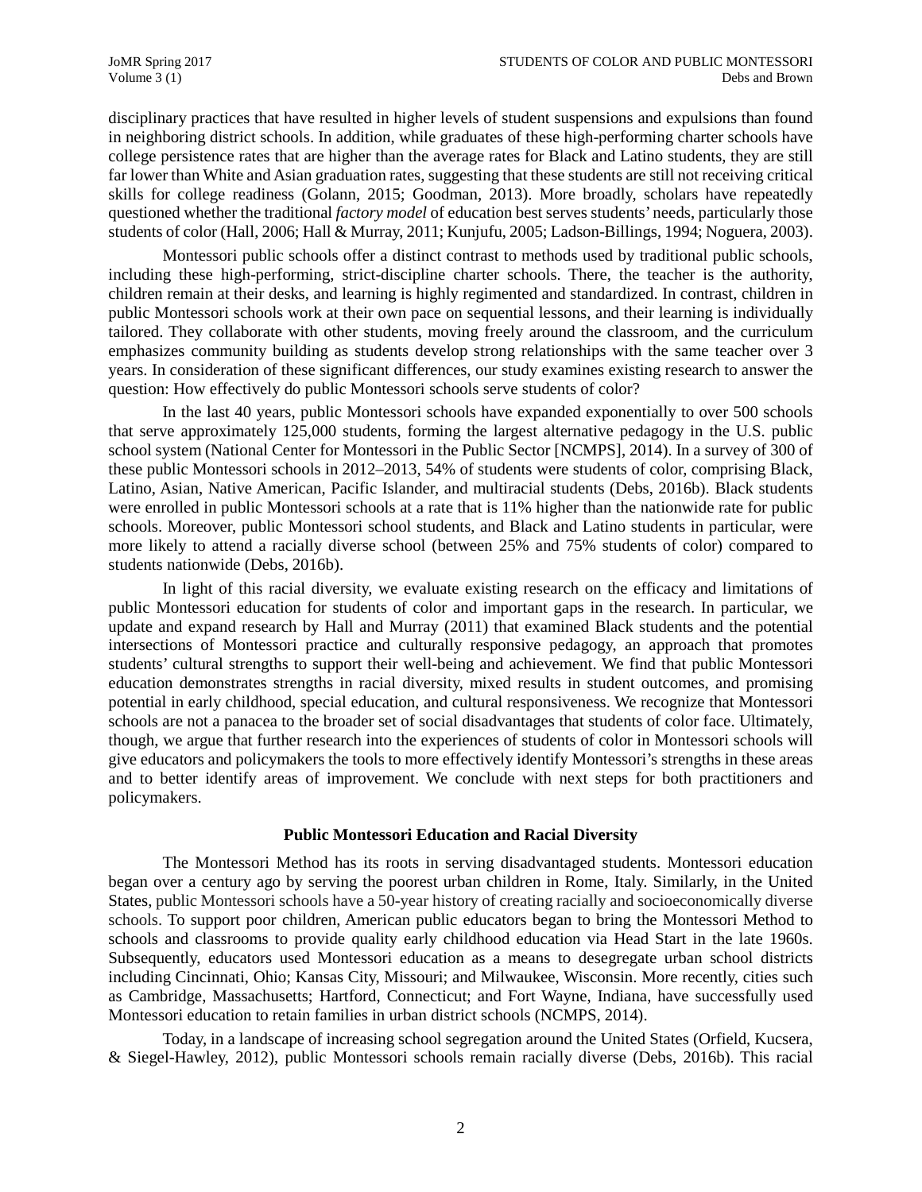disciplinary practices that have resulted in higher levels of student suspensions and expulsions than found in neighboring district schools. In addition, while graduates of these high-performing charter schools have college persistence rates that are higher than the average rates for Black and Latino students, they are still far lower than White and Asian graduation rates, suggesting that these students are still not receiving critical skills for college readiness (Golann, 2015; Goodman, 2013). More broadly, scholars have repeatedly questioned whether the traditional *factory model* of education best serves students' needs, particularly those students of color (Hall, 2006; Hall & Murray, 2011; Kunjufu, 2005; Ladson-Billings, 1994; Noguera, 2003).

Montessori public schools offer a distinct contrast to methods used by traditional public schools, including these high-performing, strict-discipline charter schools. There, the teacher is the authority, children remain at their desks, and learning is highly regimented and standardized. In contrast, children in public Montessori schools work at their own pace on sequential lessons, and their learning is individually tailored. They collaborate with other students, moving freely around the classroom, and the curriculum emphasizes community building as students develop strong relationships with the same teacher over 3 years. In consideration of these significant differences, our study examines existing research to answer the question: How effectively do public Montessori schools serve students of color?

In the last 40 years, public Montessori schools have expanded exponentially to over 500 schools that serve approximately 125,000 students, forming the largest alternative pedagogy in the U.S. public school system (National Center for Montessori in the Public Sector [NCMPS], 2014). In a survey of 300 of these public Montessori schools in 2012–2013, 54% of students were students of color, comprising Black, Latino, Asian, Native American, Pacific Islander, and multiracial students (Debs, 2016b). Black students were enrolled in public Montessori schools at a rate that is 11% higher than the nationwide rate for public schools. Moreover, public Montessori school students, and Black and Latino students in particular, were more likely to attend a racially diverse school (between 25% and 75% students of color) compared to students nationwide (Debs, 2016b).

In light of this racial diversity, we evaluate existing research on the efficacy and limitations of public Montessori education for students of color and important gaps in the research. In particular, we update and expand research by Hall and Murray (2011) that examined Black students and the potential intersections of Montessori practice and culturally responsive pedagogy, an approach that promotes students' cultural strengths to support their well-being and achievement. We find that public Montessori education demonstrates strengths in racial diversity, mixed results in student outcomes, and promising potential in early childhood, special education, and cultural responsiveness. We recognize that Montessori schools are not a panacea to the broader set of social disadvantages that students of color face. Ultimately, though, we argue that further research into the experiences of students of color in Montessori schools will give educators and policymakers the tools to more effectively identify Montessori's strengths in these areas and to better identify areas of improvement. We conclude with next steps for both practitioners and policymakers.

## Public Montessori Education and Racial Diversity

The Montessori Method has its roots in serving disadvantaged students. Montessori education began over a century ago by serving the poorest urban children in Rome, Italy. Similarly, in the United States, public Montessori schools have a 50-year history of creating racially and socioeconomically diverse schools. To support poor children, American public educators began to bring the Montessori Method to schools and classrooms to provide quality early childhood education via Head Start in the late 1960s. Subsequently, educators used Montessori education as a means to desegregate urban school districts including Cincinnati, Ohio; Kansas City, Missouri; and Milwaukee, Wisconsin. More recently, cities such as Cambridge, Massachusetts; Hartford, Connecticut; and Fort Wayne, Indiana, have successfully used Montessori education to retain families in urban district schools (NCMPS, 2014).

Today, in a landscape of increasing school segregation around the United States (Orfield, Kucsera, & Siegel-Hawley, 2012), public Montessori schools remain racially diverse (Debs, 2016b). This racial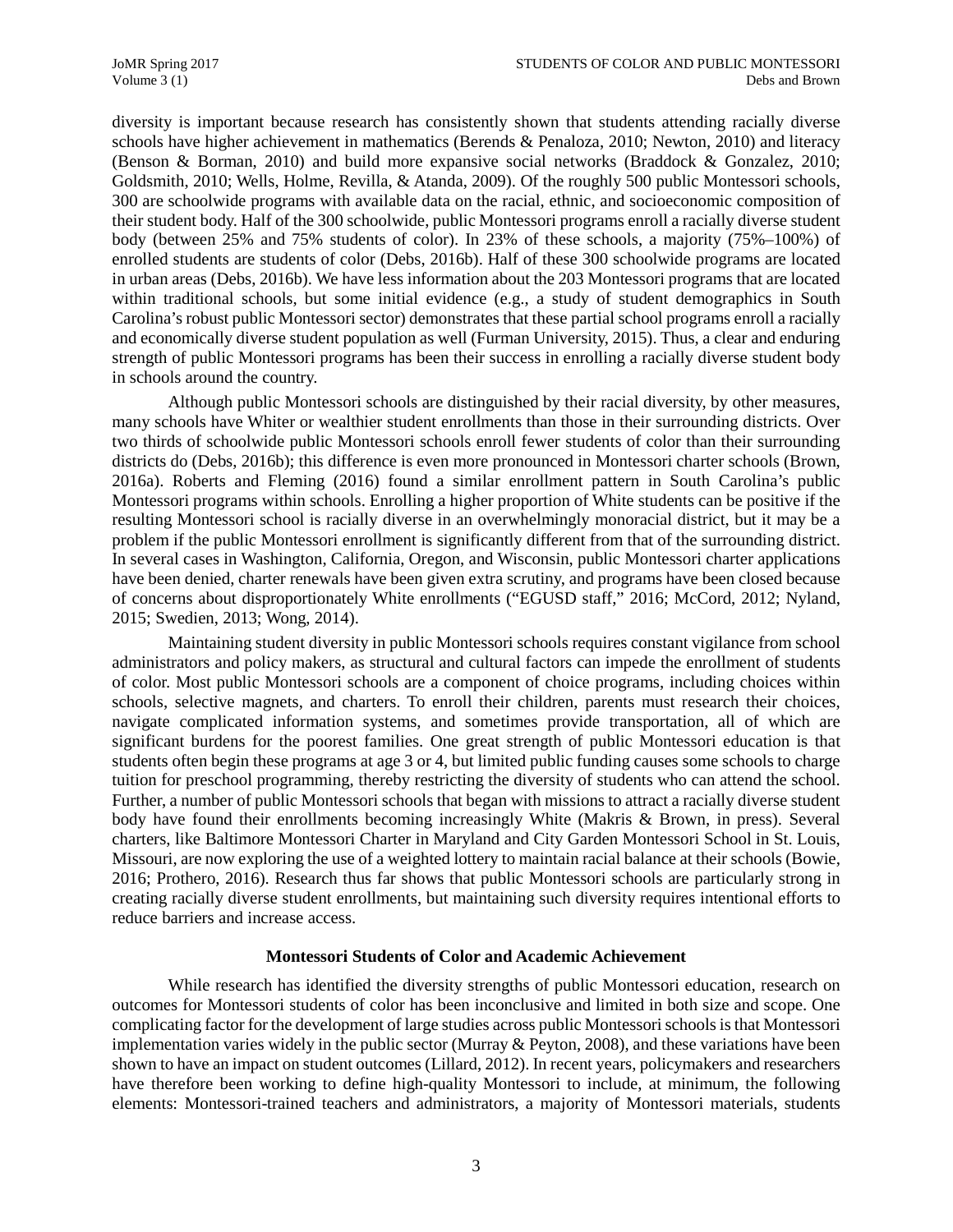diversity is important because research has consistently shown that students attending racially diverse schools have higher achievement in mathematics (Berends & Penaloza, 2010; Newton, 2010) and literacy (Benson & Borman, 2010) and build more expansive social networks (Braddock & Gonzalez, 2010; Goldsmith, 2010; Wells, Holme, Revilla, & Atanda, 2009). Of the roughly 500 public Montessori schools, 300 are schoolwide programs with available data on the racial, ethnic, and socioeconomic composition of their student body. Half of the 300 schoolwide, public Montessori programs enroll a racially diverse student body (between 25% and 75% students of color). In 23% of these schools, a majority (75%–100%) of enrolled students are students of color (Debs, 2016b). Half of these 300 schoolwide programs are located in urban areas (Debs, 2016b). We have less information about the 203 Montessori programs that are located within traditional schools, but some initial evidence (e.g., a study of student demographics in South Carolina's robust public Montessori sector) demonstrates that these partial school programs enroll a racially and economically diverse student population as well (Furman University, 2015). Thus, a clear and enduring strength of public Montessori programs has been their success in enrolling a racially diverse student body in schools around the country.

Although public Montessori schools are distinguished by their racial diversity, by other measures, many schools have Whiter or wealthier student enrollments than those in their surrounding districts. Over two thirds of schoolwide public Montessori schools enroll fewer students of color than their surrounding districts do (Debs, 2016b); this difference is even more pronounced in Montessori charter schools (Brown, 2016a). Roberts and Fleming (2016) found a similar enrollment pattern in South Carolina's public Montessori programs within schools. Enrolling a higher proportion of White students can be positive if the resulting Montessori school is racially diverse in an overwhelmingly monoracial district, but it may be a problem if the public Montessori enrollment is significantly different from that of the surrounding district. In several cases in Washington, California, Oregon, and Wisconsin, public Montessori charter applications have been denied, charter renewals have been given extra scrutiny, and programs have been closed because of concerns about disproportionately White enrollments ("EGUSD staff," 2016; McCord, 2012; Nyland, 2015; Swedien, 2013; Wong, 2014).

Maintaining student diversity in public Montessori schools requires constant vigilance from school administrators and policy makers, as structural and cultural factors can impede the enrollment of students of color. Most public Montessori schools are a component of choice programs, including choices within schools, selective magnets, and charters. To enroll their children, parents must research their choices, navigate complicated information systems, and sometimes provide transportation, all of which are significant burdens for the poorest families. One great strength of public Montessori education is that students often begin these programs at age 3 or 4, but limited public funding causes some schools to charge tuition for preschool programming, thereby restricting the diversity of students who can attend the school. Further, a number of public Montessori schools that began with missions to attract a racially diverse student body have found their enrollments becoming increasingly White (Makris & Brown, in press). Several charters, like Baltimore Montessori Charter in Maryland and City Garden Montessori School in St. Louis, Missouri, are now exploring the use of a weighted lottery to maintain racial balance at their schools (Bowie, 2016; Prothero, 2016). Research thus far shows that public Montessori schools are particularly strong in creating racially diverse student enrollments, but maintaining such diversity requires intentional efforts to reduce barriers and increase access.

## Montessori Students of Color and Academic Achievement

While research has identified the diversity strengths of public Montessori education, research on outcomes for Montessori students of color has been inconclusive and limited in both size and scope. One complicating factor for the development of large studies across public Montessori schools is that Montessori implementation varies widely in the public sector (Murray & Peyton, 2008), and these variations have been shown to have an impact on student outcomes (Lillard, 2012). In recent years, policymakers and researchers have therefore been working to define high-quality Montessori to include, at minimum, the following elements: Montessori-trained teachers and administrators, a majority of Montessori materials, students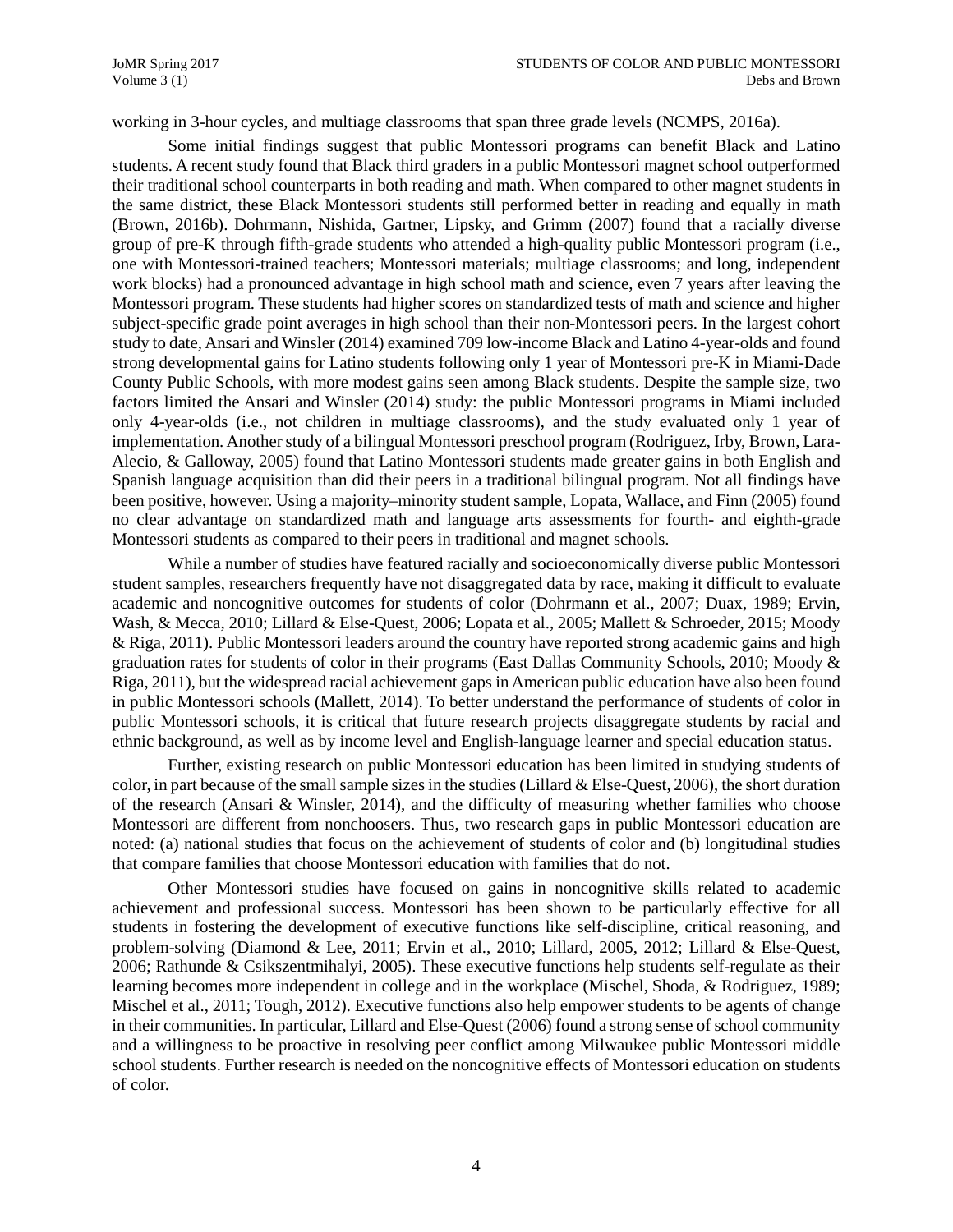working in 3-hour cycles, and multiage classrooms that span three grade levels (NCMPS, 2016a).

Some initial findings suggest that public Montessori programs can benefit Black and Latino students. A recent study found that Black third graders in a public Montessori magnet school outperformed their traditional school counterparts in both reading and math. When compared to other magnet students in the same district, these Black Montessori students still performed better in reading and equally in math (Brown, 2016b). Dohrmann, Nishida, Gartner, Lipsky, and Grimm (2007) found that a racially diverse group of pre-K through fifth-grade students who attended a high-quality public Montessori program (i.e., one with Montessori-trained teachers; Montessori materials; multiage classrooms; and long, independent work blocks) had a pronounced advantage in high school math and science, even 7 years after leaving the Montessori program. These students had higher scores on standardized tests of math and science and higher subject-specific grade point averages in high school than their non-Montessori peers. In the largest cohort study to date, Ansari and Winsler (2014) examined 709 low-income Black and Latino 4-year-olds and found strong developmental gains for Latino students following only 1 year of Montessori pre-K in Miami-Dade County Public Schools, with more modest gains seen among Black students. Despite the sample size, two factors limited the Ansari and Winsler (2014) study: the public Montessori programs in Miami included only 4-year-olds (i.e., not children in multiage classrooms), and the study evaluated only 1 year of implementation. Another study of a bilingual Montessori preschool program (Rodriguez, Irby, Brown, Lara-Alecio, & Galloway, 2005) found that Latino Montessori students made greater gains in both English and Spanish language acquisition than did their peers in a traditional bilingual program. Not all findings have been positive, however. Using a majority–minority student sample, Lopata, Wallace, and Finn (2005) found no clear advantage on standardized math and language arts assessments for fourth- and eighth-grade Montessori students as compared to their peers in traditional and magnet schools.

While a number of studies have featured racially and socioeconomically diverse public Montessori student samples, researchers frequently have not disaggregated data by race, making it difficult to evaluate academic and noncognitive outcomes for students of color (Dohrmann et al., 2007; Duax, 1989; Ervin, Wash, & Mecca, 2010; Lillard & Else-Quest, 2006; Lopata et al., 2005; Mallett & Schroeder, 2015; Moody & Riga, 2011). Public Montessori leaders around the country have reported strong academic gains and high graduation rates for students of color in their programs (East Dallas Community Schools, 2010; Moody & Riga, 2011), but the widespread racial achievement gaps in American public education have also been found in public Montessori schools (Mallett, 2014). To better understand the performance of students of color in public Montessori schools, it is critical that future research projects disaggregate students by racial and ethnic background, as well as by income level and English-language learner and special education status.

Further, existing research on public Montessori education has been limited in studying students of color, in part because of the small sample sizes in the studies (Lillard & Else-Quest, 2006), the short duration of the research (Ansari & Winsler, 2014), and the difficulty of measuring whether families who choose Montessori are different from nonchoosers. Thus, two research gaps in public Montessori education are noted: (a) national studies that focus on the achievement of students of color and (b) longitudinal studies that compare families that choose Montessori education with families that do not.

Other Montessori studies have focused on gains in noncognitive skills related to academic achievement and professional success. Montessori has been shown to be particularly effective for all students in fostering the development of executive functions like self-discipline, critical reasoning, and problem-solving (Diamond & Lee, 2011; Ervin et al., 2010; Lillard, 2005, 2012; Lillard & Else-Quest, 2006; Rathunde & Csikszentmihalyi, 2005). These executive functions help students self-regulate as their learning becomes more independent in college and in the workplace (Mischel, Shoda, & Rodriguez, 1989; Mischel et al., 2011; Tough, 2012). Executive functions also help empower students to be agents of change in their communities. In particular, Lillard and Else-Quest (2006) found a strong sense of school community and a willingness to be proactive in resolving peer conflict among Milwaukee public Montessori middle school students. Further research is needed on the noncognitive effects of Montessori education on students of color.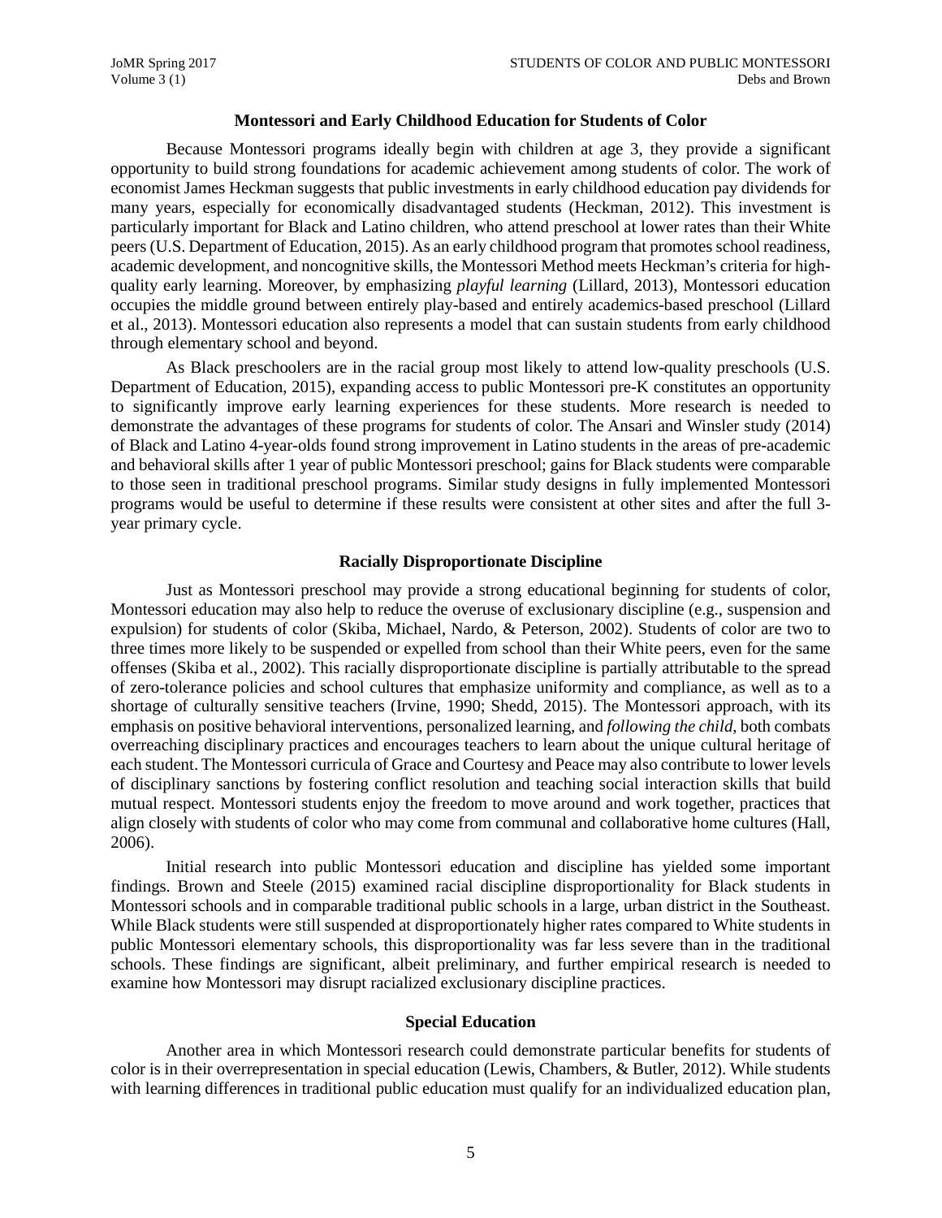## Montessori and Early Childhood Education for Students of Color

Because Montessori programs ideally begin with children at age 3, they provide a significant opportunity to build strong foundations for academic achievement among students of color. The work of economist James Heckman suggests that public investments in early childhood education pay dividends for many years, especially for economically disadvantaged students (Heckman, 2012). This investment is particularly important for Black and Latino children, who attend preschool at lower rates than their White peers (U.S. Department of Education, 2015). As an early childhood program that promotes school readiness, academic development, and noncognitive skills, the Montessori Method meets Heckman's criteria for high-quality early learning. Moreover, by emphasizing *playful learning* (Lillard, 2013), Montessori education occupies the middle ground between entirely play-based and entirely academics-based preschool (Lillard et al., 2013). Montessori education also represents a model that can sustain students from early childhood through elementary school and beyond.

As Black preschoolers are in the racial group most likely to attend low-quality preschools (U.S. Department of Education, 2015), expanding access to public Montessori pre-K constitutes an opportunity to significantly improve early learning experiences for these students. More research is needed to demonstrate the advantages of these programs for students of color. The Ansari and Winsler study (2014) of Black and Latino 4-year-olds found strong improvement in Latino students in the areas of pre-academic and behavioral skills after 1 year of public Montessori preschool; gains for Black students were comparable to those seen in traditional preschool programs. Similar study designs in fully implemented Montessori programs would be useful to determine if these results were consistent at other sites and after the full 3-year primary cycle.

## Racially Disproportionate Discipline

Just as Montessori preschool may provide a strong educational beginning for students of color, Montessori education may also help to reduce the overuse of exclusionary discipline (e.g., suspension and expulsion) for students of color (Skiba, Michael, Nardo, & Peterson, 2002). Students of color are two to three times more likely to be suspended or expelled from school than their White peers, even for the same offenses (Skiba et al., 2002). This racially disproportionate discipline is partially attributable to the spread of zero-tolerance policies and school cultures that emphasize uniformity and compliance, as well as to a shortage of culturally sensitive teachers (Irvine, 1990; Shedd, 2015). The Montessori approach, with its emphasis on positive behavioral interventions, personalized learning, and *following the child*, both combats overreaching disciplinary practices and encourages teachers to learn about the unique cultural heritage of each student. The Montessori curricula of Grace and Courtesy and Peace may also contribute to lower levels of disciplinary sanctions by fostering conflict resolution and teaching social interaction skills that build mutual respect. Montessori students enjoy the freedom to move around and work together, practices that align closely with students of color who may come from communal and collaborative home cultures (Hall, 2006).

Initial research into public Montessori education and discipline has yielded some important findings. Brown and Steele (2015) examined racial discipline disproportionality for Black students in Montessori schools and in comparable traditional public schools in a large, urban district in the Southeast. While Black students were still suspended at disproportionately higher rates compared to White students in public Montessori elementary schools, this disproportionality was far less severe than in the traditional schools. These findings are significant, albeit preliminary, and further empirical research is needed to examine how Montessori may disrupt racialized exclusionary discipline practices.

## Special Education

Another area in which Montessori research could demonstrate particular benefits for students of color is in their overrepresentation in special education (Lewis, Chambers, & Butler, 2012). While students with learning differences in traditional public education must qualify for an individualized education plan,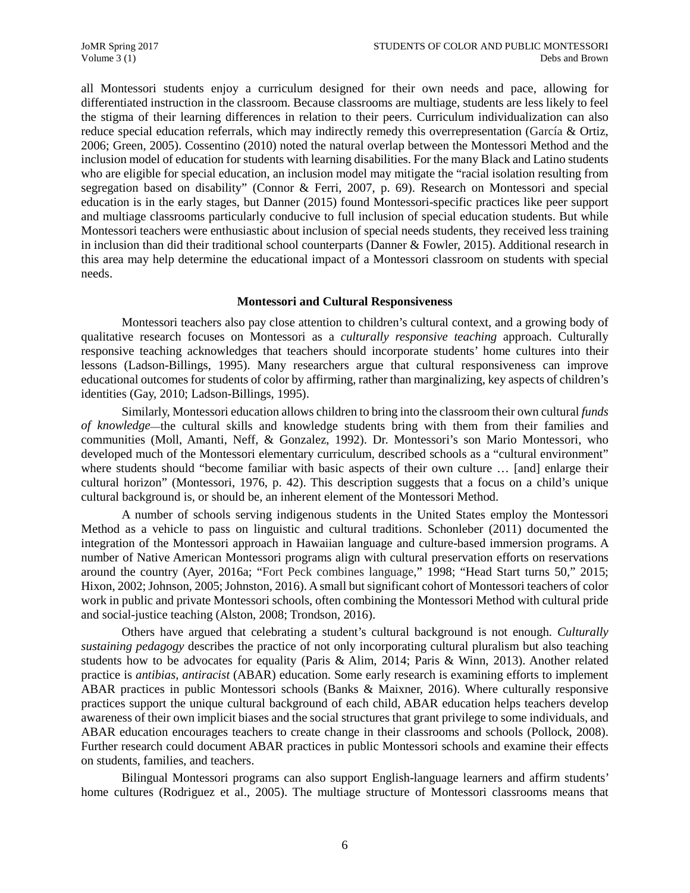all Montessori students enjoy a curriculum designed for their own needs and pace, allowing for differentiated instruction in the classroom. Because classrooms are multiage, students are less likely to feel the stigma of their learning differences in relation to their peers. Curriculum individualization can also reduce special education referrals, which may indirectly remedy this overrepresentation (García & Ortiz, 2006; Green, 2005). Cossentino (2010) noted the natural overlap between the Montessori Method and the inclusion model of education for students with learning disabilities. For the many Black and Latino students who are eligible for special education, an inclusion model may mitigate the "racial isolation resulting from segregation based on disability" (Connor & Ferri, 2007, p. 69). Research on Montessori and special education is in the early stages, but Danner (2015) found Montessori-specific practices like peer support and multiage classrooms particularly conducive to full inclusion of special education students. But while Montessori teachers were enthusiastic about inclusion of special needs students, they received less training in inclusion than did their traditional school counterparts (Danner & Fowler, 2015). Additional research in this area may help determine the educational impact of a Montessori classroom on students with special needs.

### Montessori and Cultural Responsiveness

Montessori teachers also pay close attention to children's cultural context, and a growing body of qualitative research focuses on Montessori as a *culturally responsive teaching* approach. Culturally responsive teaching acknowledges that teachers should incorporate students' home cultures into their lessons (Ladson-Billings, 1995). Many researchers argue that cultural responsiveness can improve educational outcomes for students of color by affirming, rather than marginalizing, key aspects of children's identities (Gay, 2010; Ladson-Billings, 1995).

Similarly, Montessori education allows children to bring into the classroom their own cultural *funds of knowledge*—the cultural skills and knowledge students bring with them from their families and communities (Moll, Amanti, Neff, & Gonzalez, 1992). Dr. Montessori's son Mario Montessori, who developed much of the Montessori elementary curriculum, described schools as a "cultural environment" where students should "become familiar with basic aspects of their own culture … [and] enlarge their cultural horizon" (Montessori, 1976, p. 42). This description suggests that a focus on a child's unique cultural background is, or should be, an inherent element of the Montessori Method.

A number of schools serving indigenous students in the United States employ the Montessori Method as a vehicle to pass on linguistic and cultural traditions. Schonleber (2011) documented the integration of the Montessori approach in Hawaiian language and culture-based immersion programs. A number of Native American Montessori programs align with cultural preservation efforts on reservations around the country (Ayer, 2016a; "Fort Peck combines language," 1998; "Head Start turns 50," 2015; Hixon, 2002; Johnson, 2005; Johnston, 2016). A small but significant cohort of Montessori teachers of color work in public and private Montessori schools, often combining the Montessori Method with cultural pride and social-justice teaching (Alston, 2008; Trondson, 2016).

Others have argued that celebrating a student's cultural background is not enough. *Culturally sustaining pedagogy* describes the practice of not only incorporating cultural pluralism but also teaching students how to be advocates for equality (Paris & Alim, 2014; Paris & Winn, 2013). Another related practice is *antibias, antiracist* (ABAR) education. Some early research is examining efforts to implement ABAR practices in public Montessori schools (Banks & Maixner, 2016). Where culturally responsive practices support the unique cultural background of each child, ABAR education helps teachers develop awareness of their own implicit biases and the social structures that grant privilege to some individuals, and ABAR education encourages teachers to create change in their classrooms and schools (Pollock, 2008). Further research could document ABAR practices in public Montessori schools and examine their effects on students, families, and teachers.

Bilingual Montessori programs can also support English-language learners and affirm students' home cultures (Rodriguez et al., 2005). The multiage structure of Montessori classrooms means that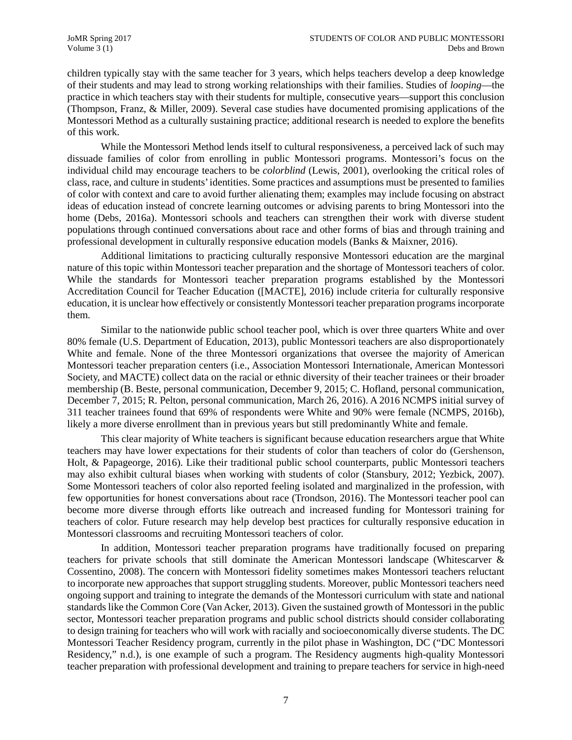children typically stay with the same teacher for 3 years, which helps teachers develop a deep knowledge of their students and may lead to strong working relationships with their families. Studies of *looping*—the practice in which teachers stay with their students for multiple, consecutive years—support this conclusion (Thompson, Franz, & Miller, 2009). Several case studies have documented promising applications of the Montessori Method as a culturally sustaining practice; additional research is needed to explore the benefits of this work.

While the Montessori Method lends itself to cultural responsiveness, a perceived lack of such may dissuade families of color from enrolling in public Montessori programs. Montessori's focus on the individual child may encourage teachers to be *colorblind* (Lewis, 2001), overlooking the critical roles of class, race, and culture in students' identities. Some practices and assumptions must be presented to families of color with context and care to avoid further alienating them; examples may include focusing on abstract ideas of education instead of concrete learning outcomes or advising parents to bring Montessori into the home (Debs, 2016a). Montessori schools and teachers can strengthen their work with diverse student populations through continued conversations about race and other forms of bias and through training and professional development in culturally responsive education models (Banks & Maixner, 2016).

Additional limitations to practicing culturally responsive Montessori education are the marginal nature of this topic within Montessori teacher preparation and the shortage of Montessori teachers of color. While the standards for Montessori teacher preparation programs established by the Montessori Accreditation Council for Teacher Education ([MACTE], 2016) include criteria for culturally responsive education, it is unclear how effectively or consistently Montessori teacher preparation programs incorporate them.

Similar to the nationwide public school teacher pool, which is over three quarters White and over 80% female (U.S. Department of Education, 2013), public Montessori teachers are also disproportionately White and female. None of the three Montessori organizations that oversee the majority of American Montessori teacher preparation centers (i.e., Association Montessori Internationale, American Montessori Society, and MACTE) collect data on the racial or ethnic diversity of their teacher trainees or their broader membership (B. Beste, personal communication, December 9, 2015; C. Hofland, personal communication, December 7, 2015; R. Pelton, personal communication, March 26, 2016). A 2016 NCMPS initial survey of 311 teacher trainees found that 69% of respondents were White and 90% were female (NCMPS, 2016b), likely a more diverse enrollment than in previous years but still predominantly White and female.

This clear majority of White teachers is significant because education researchers argue that White teachers may have lower expectations for their students of color than teachers of color do (Gershenson, Holt, & Papageorge, 2016). Like their traditional public school counterparts, public Montessori teachers may also exhibit cultural biases when working with students of color (Stansbury, 2012; Yezbick, 2007). Some Montessori teachers of color also reported feeling isolated and marginalized in the profession, with few opportunities for honest conversations about race (Trondson, 2016). The Montessori teacher pool can become more diverse through efforts like outreach and increased funding for Montessori training for teachers of color. Future research may help develop best practices for culturally responsive education in Montessori classrooms and recruiting Montessori teachers of color.

In addition, Montessori teacher preparation programs have traditionally focused on preparing teachers for private schools that still dominate the American Montessori landscape (Whitescarver & Cossentino, 2008). The concern with Montessori fidelity sometimes makes Montessori teachers reluctant to incorporate new approaches that support struggling students. Moreover, public Montessori teachers need ongoing support and training to integrate the demands of the Montessori curriculum with state and national standards like the Common Core (Van Acker, 2013). Given the sustained growth of Montessori in the public sector, Montessori teacher preparation programs and public school districts should consider collaborating to design training for teachers who will work with racially and socioeconomically diverse students. The DC Montessori Teacher Residency program, currently in the pilot phase in Washington, DC ("DC Montessori Residency," n.d.), is one example of such a program. The Residency augments high-quality Montessori teacher preparation with professional development and training to prepare teachers for service in high-need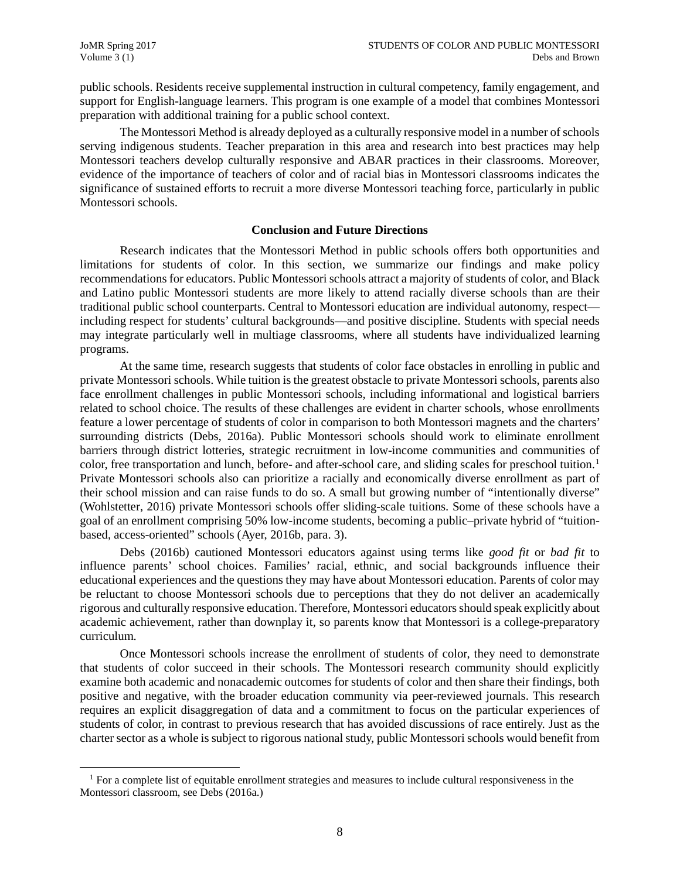public schools. Residents receive supplemental instruction in cultural competency, family engagement, and support for English-language learners. This program is one example of a model that combines Montessori preparation with additional training for a public school context.

The Montessori Method is already deployed as a culturally responsive model in a number of schools serving indigenous students. Teacher preparation in this area and research into best practices may help Montessori teachers develop culturally responsive and ABAR practices in their classrooms. Moreover, evidence of the importance of teachers of color and of racial bias in Montessori classrooms indicates the significance of sustained efforts to recruit a more diverse Montessori teaching force, particularly in public Montessori schools.

## Conclusion and Future Directions

Research indicates that the Montessori Method in public schools offers both opportunities and limitations for students of color. In this section, we summarize our findings and make policy recommendations for educators. Public Montessori schools attract a majority of students of color, and Black and Latino public Montessori students are more likely to attend racially diverse schools than are their traditional public school counterparts. Central to Montessori education are individual autonomy, respect—including respect for students' cultural backgrounds—and positive discipline. Students with special needs may integrate particularly well in multiage classrooms, where all students have individualized learning programs.

At the same time, research suggests that students of color face obstacles in enrolling in public and private Montessori schools. While tuition is the greatest obstacle to private Montessori schools, parents also face enrollment challenges in public Montessori schools, including informational and logistical barriers related to school choice. The results of these challenges are evident in charter schools, whose enrollments feature a lower percentage of students of color in comparison to both Montessori magnets and the charters' surrounding districts (Debs, 2016a). Public Montessori schools should work to eliminate enrollment barriers through district lotteries, strategic recruitment in low-income communities and communities of color, free transportation and lunch, before- and after-school care, and sliding scales for preschool tuition.[1] Private Montessori schools also can prioritize a racially and economically diverse enrollment as part of their school mission and can raise funds to do so. A small but growing number of "intentionally diverse" (Wohlstetter, 2016) private Montessori schools offer sliding-scale tuitions. Some of these schools have a goal of an enrollment comprising 50% low-income students, becoming a public–private hybrid of "tuition-based, access-oriented" schools (Ayer, 2016b, para. 3).

Debs (2016b) cautioned Montessori educators against using terms like *good fit* or *bad fit* to influence parents' school choices. Families' racial, ethnic, and social backgrounds influence their educational experiences and the questions they may have about Montessori education. Parents of color may be reluctant to choose Montessori schools due to perceptions that they do not deliver an academically rigorous and culturally responsive education. Therefore, Montessori educators should speak explicitly about academic achievement, rather than downplay it, so parents know that Montessori is a college-preparatory curriculum.

Once Montessori schools increase the enrollment of students of color, they need to demonstrate that students of color succeed in their schools. The Montessori research community should explicitly examine both academic and nonacademic outcomes for students of color and then share their findings, both positive and negative, with the broader education community via peer-reviewed journals. This research requires an explicit disaggregation of data and a commitment to focus on the particular experiences of students of color, in contrast to previous research that has avoided discussions of race entirely. Just as the charter sector as a whole is subject to rigorous national study, public Montessori schools would benefit from

[1] For a complete list of equitable enrollment strategies and measures to include cultural responsiveness in the Montessori classroom, see Debs (2016a.)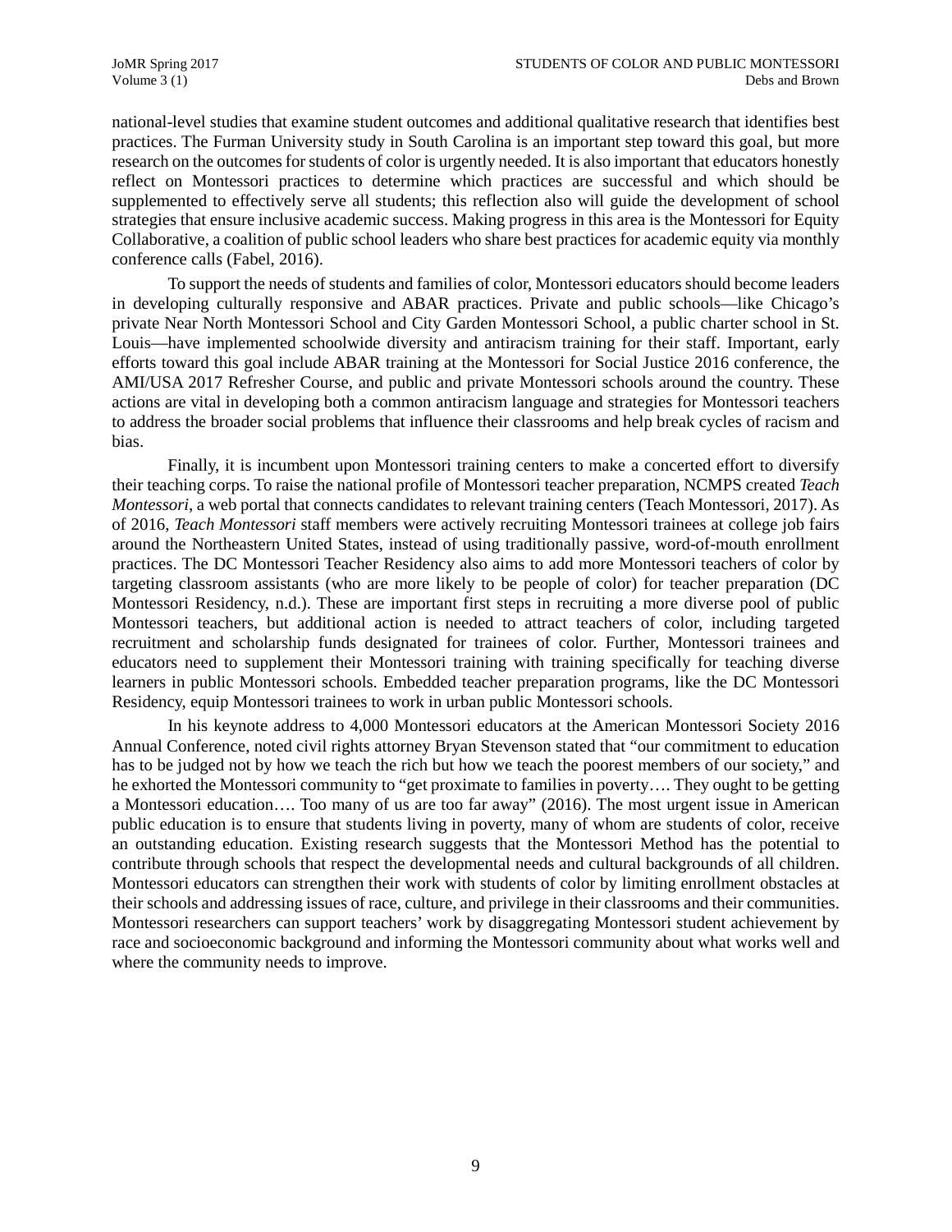national-level studies that examine student outcomes and additional qualitative research that identifies best practices. The Furman University study in South Carolina is an important step toward this goal, but more research on the outcomes for students of color is urgently needed. It is also important that educators honestly reflect on Montessori practices to determine which practices are successful and which should be supplemented to effectively serve all students; this reflection also will guide the development of school strategies that ensure inclusive academic success. Making progress in this area is the Montessori for Equity Collaborative, a coalition of public school leaders who share best practices for academic equity via monthly conference calls (Fabel, 2016).

To support the needs of students and families of color, Montessori educators should become leaders in developing culturally responsive and ABAR practices. Private and public schools—like Chicago's private Near North Montessori School and City Garden Montessori School, a public charter school in St. Louis—have implemented schoolwide diversity and antiracism training for their staff. Important, early efforts toward this goal include ABAR training at the Montessori for Social Justice 2016 conference, the AMI/USA 2017 Refresher Course, and public and private Montessori schools around the country. These actions are vital in developing both a common antiracism language and strategies for Montessori teachers to address the broader social problems that influence their classrooms and help break cycles of racism and bias.

Finally, it is incumbent upon Montessori training centers to make a concerted effort to diversify their teaching corps. To raise the national profile of Montessori teacher preparation, NCMPS created *Teach Montessori*, a web portal that connects candidates to relevant training centers (Teach Montessori, 2017). As of 2016, *Teach Montessori* staff members were actively recruiting Montessori trainees at college job fairs around the Northeastern United States, instead of using traditionally passive, word-of-mouth enrollment practices. The DC Montessori Teacher Residency also aims to add more Montessori teachers of color by targeting classroom assistants (who are more likely to be people of color) for teacher preparation (DC Montessori Residency, n.d.). These are important first steps in recruiting a more diverse pool of public Montessori teachers, but additional action is needed to attract teachers of color, including targeted recruitment and scholarship funds designated for trainees of color. Further, Montessori trainees and educators need to supplement their Montessori training with training specifically for teaching diverse learners in public Montessori schools. Embedded teacher preparation programs, like the DC Montessori Residency, equip Montessori trainees to work in urban public Montessori schools.

In his keynote address to 4,000 Montessori educators at the American Montessori Society 2016 Annual Conference, noted civil rights attorney Bryan Stevenson stated that "our commitment to education has to be judged not by how we teach the rich but how we teach the poorest members of our society," and he exhorted the Montessori community to "get proximate to families in poverty…. They ought to be getting a Montessori education…. Too many of us are too far away" (2016). The most urgent issue in American public education is to ensure that students living in poverty, many of whom are students of color, receive an outstanding education. Existing research suggests that the Montessori Method has the potential to contribute through schools that respect the developmental needs and cultural backgrounds of all children. Montessori educators can strengthen their work with students of color by limiting enrollment obstacles at their schools and addressing issues of race, culture, and privilege in their classrooms and their communities. Montessori researchers can support teachers' work by disaggregating Montessori student achievement by race and socioeconomic background and informing the Montessori community about what works well and where the community needs to improve.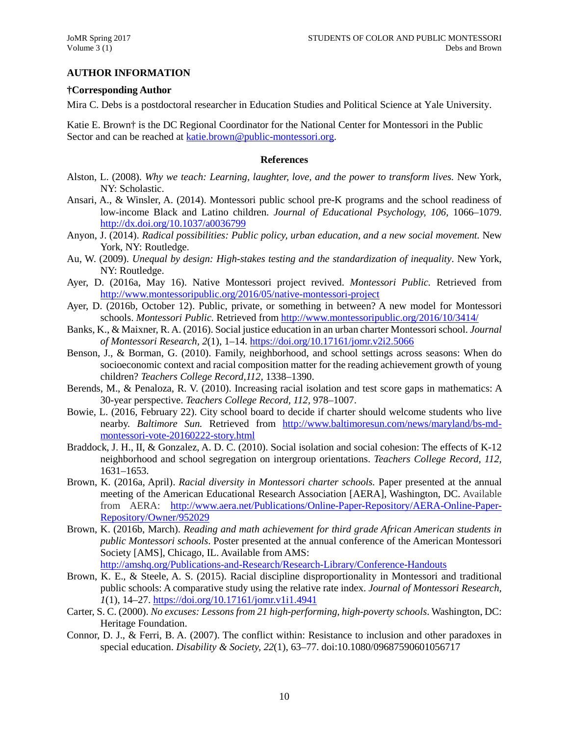**AUTHOR INFORMATION**

**†Corresponding Author**

Mira C. Debs is a postdoctoral researcher in Education Studies and Political Science at Yale University.

Katie E. Brown† is the DC Regional Coordinator for the National Center for Montessori in the Public Sector and can be reached at katie.brown@public-montessori.org.

**References**

Alston, L. (2008). *Why we teach: Learning, laughter, love, and the power to transform lives.* New York, NY: Scholastic.

Ansari, A., & Winsler, A. (2014). Montessori public school pre-K programs and the school readiness of low-income Black and Latino children. *Journal of Educational Psychology, 106,* 1066–1079. http://dx.doi.org/10.1037/a0036799

Anyon, J. (2014). *Radical possibilities: Public policy, urban education, and a new social movement.* New York, NY: Routledge.

Au, W. (2009). *Unequal by design: High-stakes testing and the standardization of inequality*. New York, NY: Routledge.

Ayer, D. (2016a, May 16). Native Montessori project revived. *Montessori Public.* Retrieved from http://www.montessoripublic.org/2016/05/native-montessori-project

Ayer, D. (2016b, October 12). Public, private, or something in between? A new model for Montessori schools. *Montessori Public.* Retrieved from http://www.montessoripublic.org/2016/10/3414/

Banks, K., & Maixner, R. A. (2016). Social justice education in an urban charter Montessori school. *Journal of Montessori Research, 2*(1), 1–14. https://doi.org/10.17161/jomr.v2i2.5066

Benson, J., & Borman, G. (2010). Family, neighborhood, and school settings across seasons: When do socioeconomic context and racial composition matter for the reading achievement growth of young children? *Teachers College Record,112,* 1338–1390.

Berends, M., & Penaloza, R. V. (2010). Increasing racial isolation and test score gaps in mathematics: A 30-year perspective. *Teachers College Record, 112,* 978–1007.

Bowie, L. (2016, February 22). City school board to decide if charter should welcome students who live nearby. *Baltimore Sun.* Retrieved from http://www.baltimoresun.com/news/maryland/bs-md-montessori-vote-20160222-story.html

Braddock, J. H., II, & Gonzalez, A. D. C. (2010). Social isolation and social cohesion: The effects of K-12 neighborhood and school segregation on intergroup orientations. *Teachers College Record, 112,* 1631–1653.

Brown, K. (2016a, April). *Racial diversity in Montessori charter schools.* Paper presented at the annual meeting of the American Educational Research Association [AERA], Washington, DC. Available from AERA: http://www.aera.net/Publications/Online-Paper-Repository/AERA-Online-Paper-Repository/Owner/952029

Brown, K. (2016b, March). *Reading and math achievement for third grade African American students in public Montessori schools*. Poster presented at the annual conference of the American Montessori Society [AMS], Chicago, IL. Available from AMS: http://amshq.org/Publications-and-Research/Research-Library/Conference-Handouts

Brown, K. E., & Steele, A. S. (2015). Racial discipline disproportionality in Montessori and traditional public schools: A comparative study using the relative rate index. *Journal of Montessori Research, 1*(1), 14–27. https://doi.org/10.17161/jomr.v1i1.4941

Carter, S. C. (2000). *No excuses: Lessons from 21 high-performing, high-poverty schools*. Washington, DC: Heritage Foundation.

Connor, D. J., & Ferri, B. A. (2007). The conflict within: Resistance to inclusion and other paradoxes in special education. *Disability & Society, 22*(1), 63–77. doi:10.1080/09687590601056717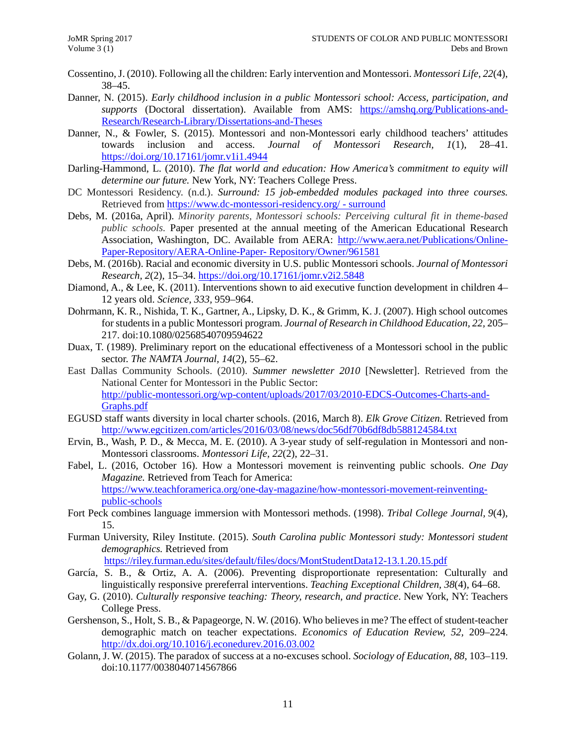Cossentino, J. (2010). Following all the children: Early intervention and Montessori. *Montessori Life, 22*(4), 38–45.

Danner, N. (2015). *Early childhood inclusion in a public Montessori school: Access, participation, and supports* (Doctoral dissertation). Available from AMS: https://amshq.org/Publications-and-Research/Research-Library/Dissertations-and-Theses

Danner, N., & Fowler, S. (2015). Montessori and non-Montessori early childhood teachers' attitudes towards inclusion and access. *Journal of Montessori Research, 1*(1), 28–41. https://doi.org/10.17161/jomr.v1i1.4944

Darling-Hammond, L. (2010). *The flat world and education: How America's commitment to equity will determine our future.* New York, NY: Teachers College Press.

DC Montessori Residency. (n.d.). *Surround: 15 job-embedded modules packaged into three courses.* Retrieved from https://www.dc-montessori-residency.org/ - surround

Debs, M. (2016a, April). *Minority parents, Montessori schools: Perceiving cultural fit in theme-based public schools.* Paper presented at the annual meeting of the American Educational Research Association, Washington, DC. Available from AERA: http://www.aera.net/Publications/Online-Paper-Repository/AERA-Online-Paper- Repository/Owner/961581

Debs, M. (2016b). Racial and economic diversity in U.S. public Montessori schools. *Journal of Montessori Research, 2*(2), 15–34. https://doi.org/10.17161/jomr.v2i2.5848

Diamond, A., & Lee, K. (2011). Interventions shown to aid executive function development in children 4–12 years old. *Science, 333*, 959–964.

Dohrmann, K. R., Nishida, T. K., Gartner, A., Lipsky, D. K., & Grimm, K. J. (2007). High school outcomes for students in a public Montessori program. *Journal of Research in Childhood Education, 22*, 205–217. doi:10.1080/02568540709594622

Duax, T. (1989). Preliminary report on the educational effectiveness of a Montessori school in the public sector. *The NAMTA Journal, 14*(2), 55–62.

East Dallas Community Schools. (2010). *Summer newsletter 2010* [Newsletter]. Retrieved from the National Center for Montessori in the Public Sector: http://public-montessori.org/wp-content/uploads/2017/03/2010-EDCS-Outcomes-Charts-and-Graphs.pdf

EGUSD staff wants diversity in local charter schools. (2016, March 8). *Elk Grove Citizen.* Retrieved from http://www.egcitizen.com/articles/2016/03/08/news/doc56df70b6df8db588124584.txt

Ervin, B., Wash, P. D., & Mecca, M. E. (2010). A 3-year study of self-regulation in Montessori and non-Montessori classrooms. *Montessori Life, 22*(2), 22–31.

Fabel, L. (2016, October 16). How a Montessori movement is reinventing public schools. *One Day Magazine.* Retrieved from Teach for America: https://www.teachforamerica.org/one-day-magazine/how-montessori-movement-reinventing-public-schools

Fort Peck combines language immersion with Montessori methods. (1998). *Tribal College Journal, 9*(4), 15.

Furman University, Riley Institute. (2015). *South Carolina public Montessori study: Montessori student demographics.* Retrieved from https://riley.furman.edu/sites/default/files/docs/MontStudentData12-13.1.20.15.pdf

García, S. B., & Ortiz, A. A. (2006). Preventing disproportionate representation: Culturally and linguistically responsive prereferral interventions. *Teaching Exceptional Children, 38*(4), 64–68.

Gay, G. (2010). *Culturally responsive teaching: Theory, research, and practice*. New York, NY: Teachers College Press.

Gershenson, S., Holt, S. B., & Papageorge, N. W. (2016). Who believes in me? The effect of student-teacher demographic match on teacher expectations. *Economics of Education Review, 52*, 209–224. http://dx.doi.org/10.1016/j.econedurev.2016.03.002

Golann, J. W. (2015). The paradox of success at a no-excuses school. *Sociology of Education, 88*, 103–119. doi:10.1177/0038040714567866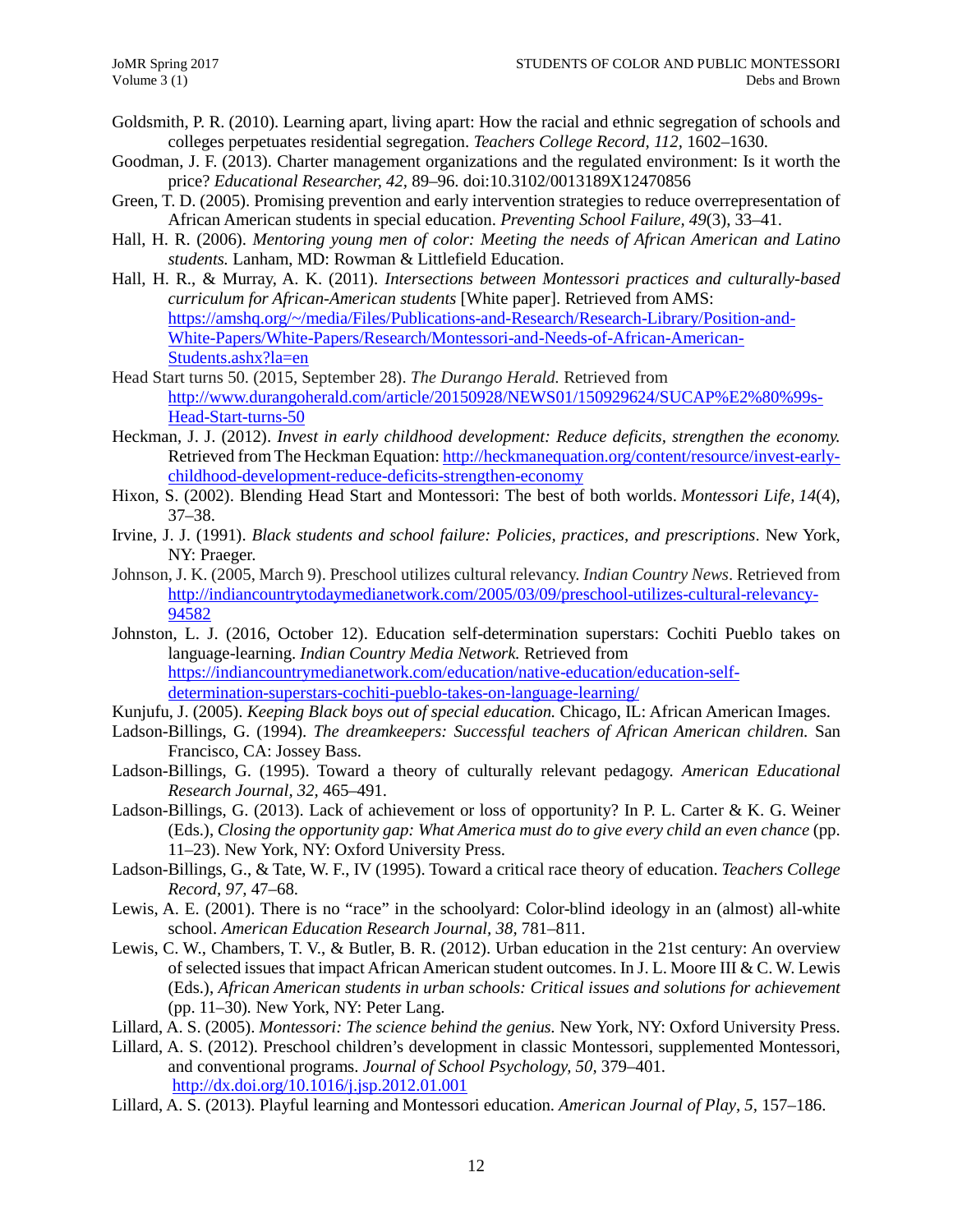Goldsmith, P. R. (2010). Learning apart, living apart: How the racial and ethnic segregation of schools and colleges perpetuates residential segregation. *Teachers College Record, 112,* 1602–1630.

Goodman, J. F. (2013). Charter management organizations and the regulated environment: Is it worth the price? *Educational Researcher, 42,* 89–96. doi:10.3102/0013189X12470856

Green, T. D. (2005). Promising prevention and early intervention strategies to reduce overrepresentation of African American students in special education. *Preventing School Failure, 49*(3), 33–41.

Hall, H. R. (2006). *Mentoring young men of color: Meeting the needs of African American and Latino students.* Lanham, MD: Rowman & Littlefield Education.

Hall, H. R., & Murray, A. K. (2011). *Intersections between Montessori practices and culturally-based curriculum for African-American students* [White paper]. Retrieved from AMS: https://amshq.org/~/media/Files/Publications-and-Research/Research-Library/Position-and-White-Papers/White-Papers/Research/Montessori-and-Needs-of-African-American-Students.ashx?la=en

Head Start turns 50. (2015, September 28). *The Durango Herald.* Retrieved from http://www.durangoherald.com/article/20150928/NEWS01/150929624/SUCAP%E2%80%99s-Head-Start-turns-50

Heckman, J. J. (2012). *Invest in early childhood development: Reduce deficits, strengthen the economy.* Retrieved from The Heckman Equation: http://heckmanequation.org/content/resource/invest-early-childhood-development-reduce-deficits-strengthen-economy

Hixon, S. (2002). Blending Head Start and Montessori: The best of both worlds. *Montessori Life, 14*(4), 37–38.

Irvine, J. J. (1991). *Black students and school failure: Policies, practices, and prescriptions*. New York, NY: Praeger.

Johnson, J. K. (2005, March 9). Preschool utilizes cultural relevancy. *Indian Country News*. Retrieved from http://indiancountrytodaymedianetwork.com/2005/03/09/preschool-utilizes-cultural-relevancy-94582

Johnston, L. J. (2016, October 12). Education self-determination superstars: Cochiti Pueblo takes on language-learning. *Indian Country Media Network.* Retrieved from https://indiancountrymedianetwork.com/education/native-education/education-self-determination-superstars-cochiti-pueblo-takes-on-language-learning/

Kunjufu, J. (2005). *Keeping Black boys out of special education.* Chicago, IL: African American Images.

Ladson-Billings, G. (1994). *The dreamkeepers: Successful teachers of African American children.* San Francisco, CA: Jossey Bass.

Ladson-Billings, G. (1995). Toward a theory of culturally relevant pedagogy. *American Educational Research Journal, 32,* 465–491.

Ladson-Billings, G. (2013). Lack of achievement or loss of opportunity? In P. L. Carter & K. G. Weiner (Eds.), *Closing the opportunity gap: What America must do to give every child an even chance* (pp. 11–23). New York, NY: Oxford University Press.

Ladson-Billings, G., & Tate, W. F., IV (1995). Toward a critical race theory of education. *Teachers College Record, 97,* 47–68.

Lewis, A. E. (2001). There is no "race" in the schoolyard: Color-blind ideology in an (almost) all-white school. *American Education Research Journal, 38,* 781–811.

Lewis, C. W., Chambers, T. V., & Butler, B. R. (2012). Urban education in the 21st century: An overview of selected issues that impact African American student outcomes. In J. L. Moore III & C. W. Lewis (Eds.), *African American students in urban schools: Critical issues and solutions for achievement* (pp. 11–30). New York, NY: Peter Lang.

Lillard, A. S. (2005). *Montessori: The science behind the genius.* New York, NY: Oxford University Press.

Lillard, A. S. (2012). Preschool children's development in classic Montessori, supplemented Montessori, and conventional programs. *Journal of School Psychology, 50,* 379–401. http://dx.doi.org/10.1016/j.jsp.2012.01.001

Lillard, A. S. (2013). Playful learning and Montessori education. *American Journal of Play*, *5,* 157–186.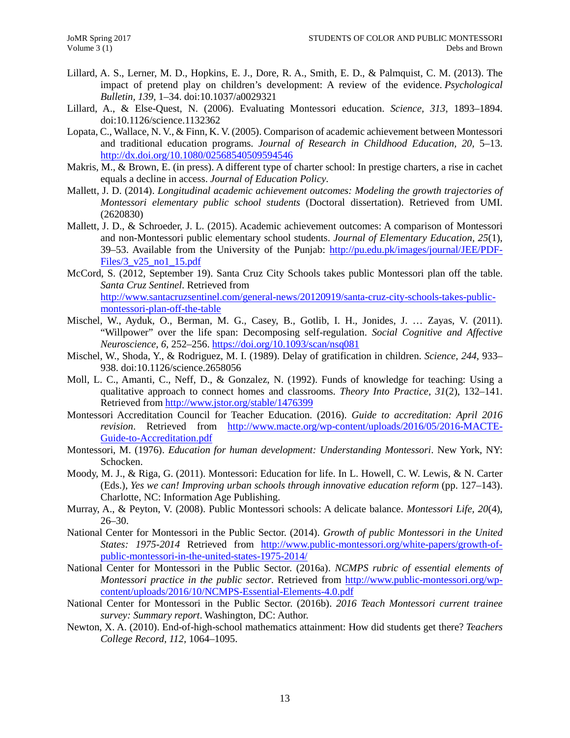Lillard, A. S., Lerner, M. D., Hopkins, E. J., Dore, R. A., Smith, E. D., & Palmquist, C. M. (2013). The impact of pretend play on children's development: A review of the evidence. *Psychological Bulletin, 139,* 1–34. doi:10.1037/a0029321

Lillard, A., & Else-Quest, N. (2006). Evaluating Montessori education. *Science, 313,* 1893–1894. doi:10.1126/science.1132362

Lopata, C., Wallace, N. V., & Finn, K. V. (2005). Comparison of academic achievement between Montessori and traditional education programs. *Journal of Research in Childhood Education, 20,* 5–13. http://dx.doi.org/10.1080/02568540509594546

Makris, M., & Brown, E. (in press). A different type of charter school: In prestige charters, a rise in cachet equals a decline in access. *Journal of Education Policy*.

Mallett, J. D. (2014). *Longitudinal academic achievement outcomes: Modeling the growth trajectories of Montessori elementary public school students* (Doctoral dissertation). Retrieved from UMI. (2620830)

Mallett, J. D., & Schroeder, J. L. (2015). Academic achievement outcomes: A comparison of Montessori and non-Montessori public elementary school students. *Journal of Elementary Education, 25*(1), 39–53. Available from the University of the Punjab: http://pu.edu.pk/images/journal/JEE/PDF-Files/3_v25_no1_15.pdf

McCord, S. (2012, September 19). Santa Cruz City Schools takes public Montessori plan off the table. *Santa Cruz Sentinel*. Retrieved from http://www.santacruzsentinel.com/general-news/20120919/santa-cruz-city-schools-takes-public-montessori-plan-off-the-table

Mischel, W., Ayduk, O., Berman, M. G., Casey, B., Gotlib, I. H., Jonides, J. … Zayas, V. (2011). "Willpower" over the life span: Decomposing self-regulation. *Social Cognitive and Affective Neuroscience, 6,* 252–256. https://doi.org/10.1093/scan/nsq081

Mischel, W., Shoda, Y., & Rodriguez, M. I. (1989). Delay of gratification in children. *Science, 244*, 933–938. doi:10.1126/science.2658056

Moll, L. C., Amanti, C., Neff, D., & Gonzalez, N. (1992). Funds of knowledge for teaching: Using a qualitative approach to connect homes and classrooms. *Theory Into Practice*, *31*(2), 132–141. Retrieved from http://www.jstor.org/stable/1476399

Montessori Accreditation Council for Teacher Education. (2016). *Guide to accreditation: April 2016 revision*. Retrieved from http://www.macte.org/wp-content/uploads/2016/05/2016-MACTE-Guide-to-Accreditation.pdf

Montessori, M. (1976). *Education for human development: Understanding Montessori*. New York, NY: Schocken.

Moody, M. J., & Riga, G. (2011). Montessori: Education for life. In L. Howell, C. W. Lewis, & N. Carter (Eds.), *Yes we can! Improving urban schools through innovative education reform* (pp. 127–143). Charlotte, NC: Information Age Publishing.

Murray, A., & Peyton, V. (2008). Public Montessori schools: A delicate balance. *Montessori Life, 20*(4), 26–30.

National Center for Montessori in the Public Sector. (2014). *Growth of public Montessori in the United States: 1975-2014* Retrieved from http://www.public-montessori.org/white-papers/growth-of-public-montessori-in-the-united-states-1975-2014/

National Center for Montessori in the Public Sector. (2016a). *NCMPS rubric of essential elements of Montessori practice in the public sector*. Retrieved from http://www.public-montessori.org/wp-content/uploads/2016/10/NCMPS-Essential-Elements-4.0.pdf

National Center for Montessori in the Public Sector. (2016b). *2016 Teach Montessori current trainee survey: Summary report*. Washington, DC: Author.

Newton, X. A. (2010). End-of-high-school mathematics attainment: How did students get there? *Teachers College Record, 112,* 1064–1095.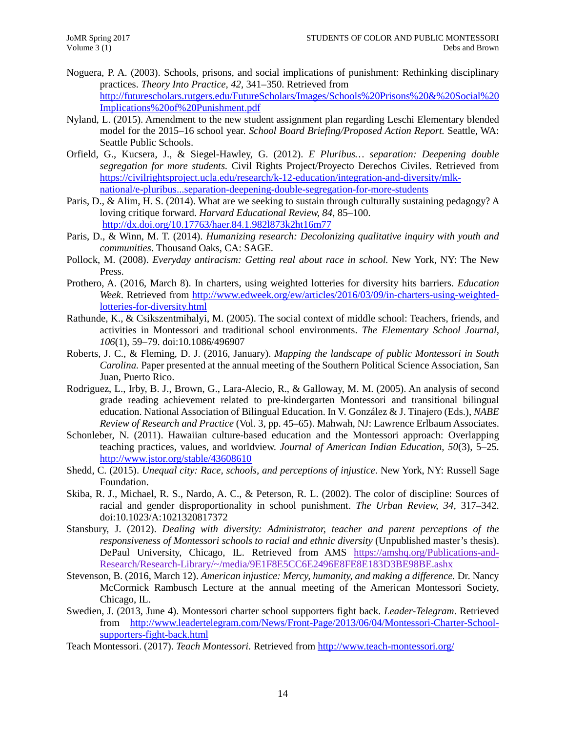Noguera, P. A. (2003). Schools, prisons, and social implications of punishment: Rethinking disciplinary practices. *Theory Into Practice, 42*, 341–350. Retrieved from http://futurescholars.rutgers.edu/FutureScholars/Images/Schools%20Prisons%20&%20Social%20Implications%20of%20Punishment.pdf

Nyland, L. (2015). Amendment to the new student assignment plan regarding Leschi Elementary blended model for the 2015–16 school year. *School Board Briefing/Proposed Action Report.* Seattle, WA: Seattle Public Schools.

Orfield, G., Kucsera, J., & Siegel-Hawley, G. (2012). *E Pluribus… separation: Deepening double segregation for more students.* Civil Rights Project/Proyecto Derechos Civiles. Retrieved from https://civilrightsproject.ucla.edu/research/k-12-education/integration-and-diversity/mlk-national/e-pluribus...separation-deepening-double-segregation-for-more-students

Paris, D., & Alim, H. S. (2014). What are we seeking to sustain through culturally sustaining pedagogy? A loving critique forward. *Harvard Educational Review, 84*, 85–100. http://dx.doi.org/10.17763/haer.84.1.982l873k2ht16m77

Paris, D., & Winn, M. T. (2014). *Humanizing research: Decolonizing qualitative inquiry with youth and communities*. Thousand Oaks, CA: SAGE.

Pollock, M. (2008). *Everyday antiracism: Getting real about race in school.* New York, NY: The New Press.

Prothero, A. (2016, March 8). In charters, using weighted lotteries for diversity hits barriers. *Education Week*. Retrieved from http://www.edweek.org/ew/articles/2016/03/09/in-charters-using-weighted-lotteries-for-diversity.html

Rathunde, K., & Csikszentmihalyi, M. (2005). The social context of middle school: Teachers, friends, and activities in Montessori and traditional school environments. *The Elementary School Journal, 106*(1), 59–79. doi:10.1086/496907

Roberts, J. C., & Fleming, D. J. (2016, January). *Mapping the landscape of public Montessori in South Carolina.* Paper presented at the annual meeting of the Southern Political Science Association, San Juan, Puerto Rico.

Rodriguez, L., Irby, B. J., Brown, G., Lara-Alecio, R., & Galloway, M. M. (2005). An analysis of second grade reading achievement related to pre-kindergarten Montessori and transitional bilingual education. National Association of Bilingual Education. In V. González & J. Tinajero (Eds.), *NABE Review of Research and Practice* (Vol. 3, pp. 45–65). Mahwah, NJ: Lawrence Erlbaum Associates.

Schonleber, N. (2011). Hawaiian culture-based education and the Montessori approach: Overlapping teaching practices, values, and worldview. *Journal of American Indian Education, 50*(3), 5–25. http://www.jstor.org/stable/43608610

Shedd, C. (2015). *Unequal city: Race, schools, and perceptions of injustice*. New York, NY: Russell Sage Foundation.

Skiba, R. J., Michael, R. S., Nardo, A. C., & Peterson, R. L. (2002). The color of discipline: Sources of racial and gender disproportionality in school punishment. *The Urban Review, 34*, 317–342. doi:10.1023/A:1021320817372

Stansbury, J. (2012). *Dealing with diversity: Administrator, teacher and parent perceptions of the responsiveness of Montessori schools to racial and ethnic diversity* (Unpublished master's thesis). DePaul University, Chicago, IL. Retrieved from AMS https://amshq.org/Publications-and-Research/Research-Library/~/media/9E1F8E5CC6E2496E8FE8E183D3BE98BE.ashx

Stevenson, B. (2016, March 12). *American injustice: Mercy, humanity, and making a difference.* Dr. Nancy McCormick Rambusch Lecture at the annual meeting of the American Montessori Society, Chicago, IL.

Swedien, J. (2013, June 4). Montessori charter school supporters fight back. *Leader-Telegram*. Retrieved from http://www.leadertelegram.com/News/Front-Page/2013/06/04/Montessori-Charter-School-supporters-fight-back.html

Teach Montessori. (2017). *Teach Montessori.* Retrieved from http://www.teach-montessori.org/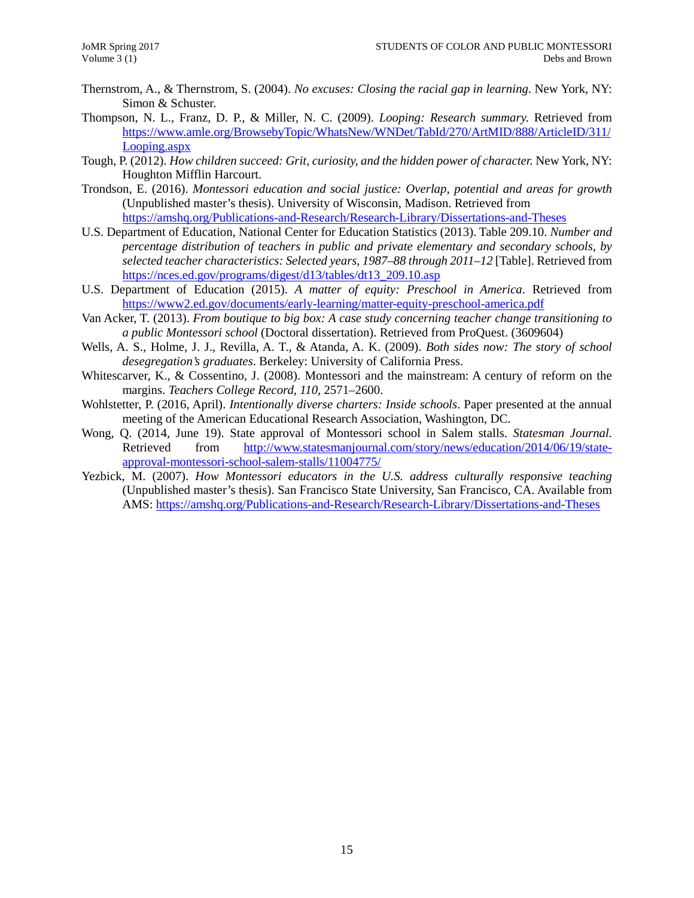Thernstrom, A., & Thernstrom, S. (2004). *No excuses: Closing the racial gap in learning*. New York, NY: Simon & Schuster.

Thompson, N. L., Franz, D. P., & Miller, N. C. (2009). *Looping: Research summary.* Retrieved from https://www.amle.org/BrowsebyTopic/WhatsNew/WNDet/TabId/270/ArtMID/888/ArticleID/311/Looping.aspx

Tough, P. (2012). *How children succeed: Grit, curiosity, and the hidden power of character.* New York, NY: Houghton Mifflin Harcourt.

Trondson, E. (2016). *Montessori education and social justice: Overlap, potential and areas for growth* (Unpublished master's thesis). University of Wisconsin, Madison. Retrieved from https://amshq.org/Publications-and-Research/Research-Library/Dissertations-and-Theses

U.S. Department of Education, National Center for Education Statistics (2013). Table 209.10. *Number and percentage distribution of teachers in public and private elementary and secondary schools, by selected teacher characteristics: Selected years, 1987–88 through 2011–12* [Table]. Retrieved from https://nces.ed.gov/programs/digest/d13/tables/dt13_209.10.asp

U.S. Department of Education (2015). *A matter of equity: Preschool in America*. Retrieved from https://www2.ed.gov/documents/early-learning/matter-equity-preschool-america.pdf

Van Acker, T. (2013). *From boutique to big box: A case study concerning teacher change transitioning to a public Montessori school* (Doctoral dissertation). Retrieved from ProQuest. (3609604)

Wells, A. S., Holme, J. J., Revilla, A. T., & Atanda, A. K. (2009). *Both sides now: The story of school desegregation's graduates*. Berkeley: University of California Press.

Whitescarver, K., & Cossentino, J. (2008). Montessori and the mainstream: A century of reform on the margins. *Teachers College Record, 110,* 2571–2600.

Wohlstetter, P. (2016, April). *Intentionally diverse charters: Inside schools*. Paper presented at the annual meeting of the American Educational Research Association, Washington, DC.

Wong, Q. (2014, June 19). State approval of Montessori school in Salem stalls. *Statesman Journal.* Retrieved from http://www.statesmanjournal.com/story/news/education/2014/06/19/state-approval-montessori-school-salem-stalls/11004775/

Yezbick, M. (2007). *How Montessori educators in the U.S. address culturally responsive teaching* (Unpublished master's thesis). San Francisco State University, San Francisco, CA. Available from AMS: https://amshq.org/Publications-and-Research/Research-Library/Dissertations-and-Theses